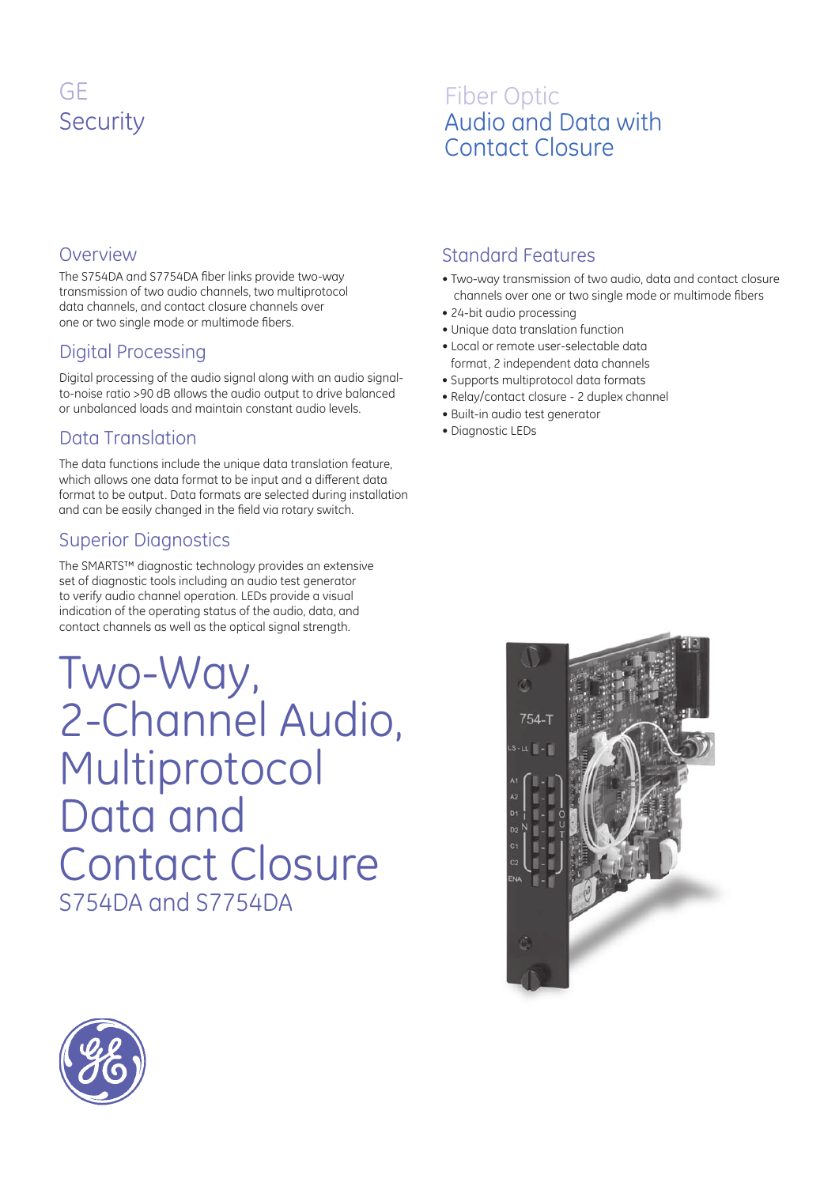GE
Security

# Fiber Optic
# Audio and Data with Contact Closure

## Overview

The S754DA and S7754DA fiber links provide two-way transmission of two audio channels, two multiprotocol data channels, and contact closure channels over one or two single mode or multimode fibers.

## Digital Processing

Digital processing of the audio signal along with an audio signal-to-noise ratio >90 dB allows the audio output to drive balanced or unbalanced loads and maintain constant audio levels.

## Data Translation

The data functions include the unique data translation feature, which allows one data format to be input and a different data format to be output. Data formats are selected during installation and can be easily changed in the field via rotary switch.

## Superior Diagnostics

The SMARTS™ diagnostic technology provides an extensive set of diagnostic tools including an audio test generator to verify audio channel operation. LEDs provide a visual indication of the operating status of the audio, data, and contact channels as well as the optical signal strength.

# Two-Way, 2-Channel Audio, Multiprotocol Data and Contact Closure

## S754DA and S7754DA

## Standard Features

- Two-way transmission of two audio, data and contact closure channels over one or two single mode or multimode fibers
- 24-bit audio processing
- Unique data translation function
- Local or remote user-selectable data format, 2 independent data channels
- Supports multiprotocol data formats
- Relay/contact closure - 2 duplex channel
- Built-in audio test generator
- Diagnostic LEDs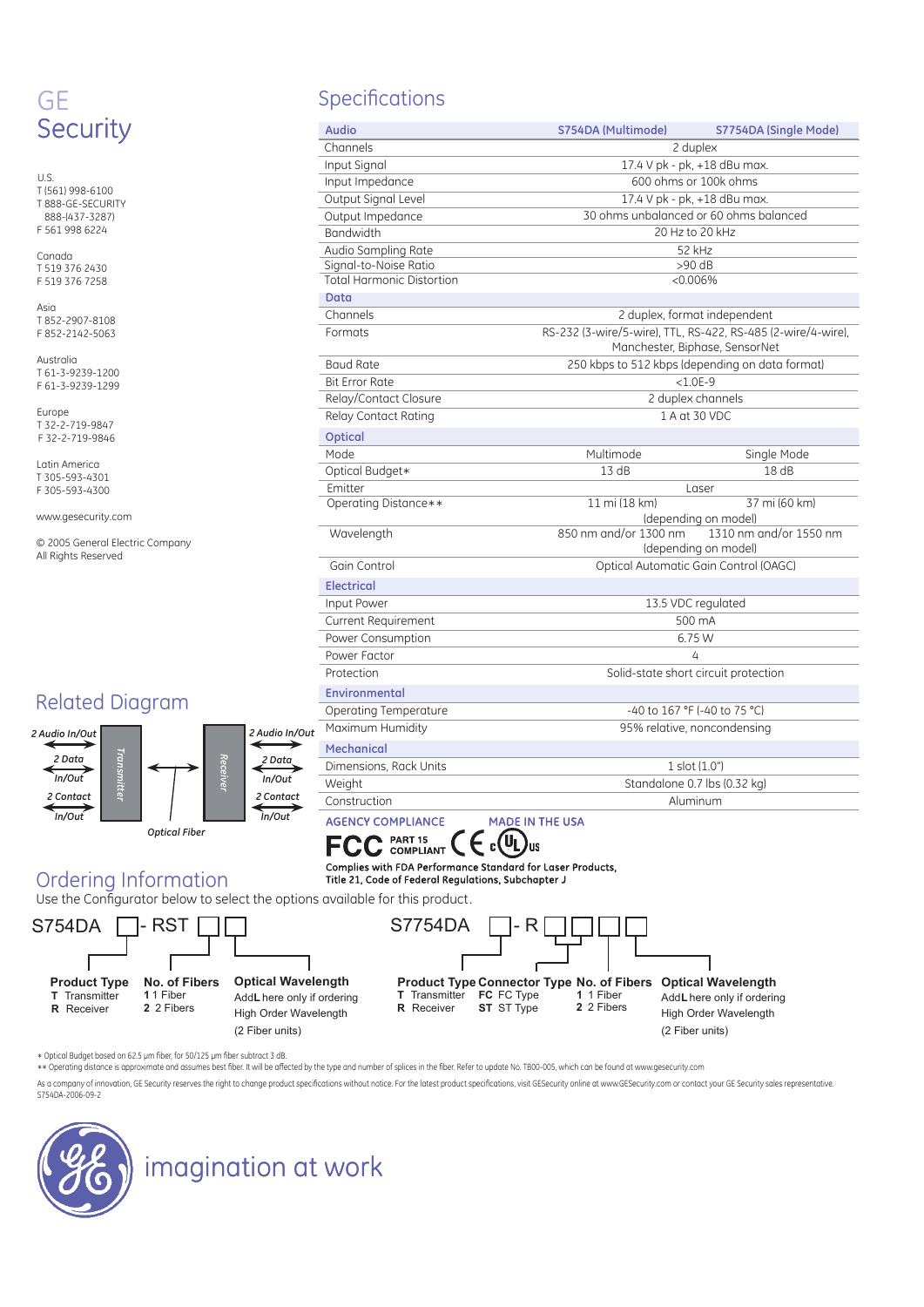# GE Security

U.S.
T (561) 998-6100
T 888-GE-SECURITY
888-(437-3287)
F 561 998 6224

Canada
T 519 376 2430
F 519 376 7258

Asia
T 852-2907-8108
F 852-2142-5063

Australia
T 61-3-9239-1200
F 61-3-9239-1299

Europe
T 32-2-719-9847
F 32-2-719-9846

Latin America
T 305-593-4301
F 305-593-4300

www.gesecurity.com

© 2005 General Electric Company
All Rights Reserved

## Specifications

| Audio | S754DA (Multimode) | S7754DA (Single Mode) |
|---|---|---|
| Channels | 2 duplex | |
| Input Signal | 17.4 V pk - pk, +18 dBu max. | |
| Input Impedance | 600 ohms or 100k ohms | |
| Output Signal Level | 17.4 V pk - pk, +18 dBu max. | |
| Output Impedance | 30 ohms unbalanced or 60 ohms balanced | |
| Bandwidth | 20 Hz to 20 kHz | |
| Audio Sampling Rate | 52 kHz | |
| Signal-to-Noise Ratio | >90 dB | |
| Total Harmonic Distortion | <0.006% | |
| **Data** | | |
| Channels | 2 duplex, format independent | |
| Formats | RS-232 (3-wire/5-wire), TTL, RS-422, RS-485 (2-wire/4-wire), Manchester, Biphase, SensorNet | |
| Baud Rate | 250 kbps to 512 kbps (depending on data format) | |
| Bit Error Rate | <1.0E-9 | |
| Relay/Contact Closure | 2 duplex channels | |
| Relay Contact Rating | 1 A at 30 VDC | |
| **Optical** | | |
| Mode | Multimode | Single Mode |
| Optical Budget* | 13 dB | 18 dB |
| Emitter | Laser | |
| Operating Distance** | 11 mi (18 km) | 37 mi (60 km) |
| | (depending on model) | |
| Wavelength | 850 nm and/or 1300 nm | 1310 nm and/or 1550 nm |
| | (depending on model) | |
| Gain Control | Optical Automatic Gain Control (OAGC) | |
| **Electrical** | | |
| Input Power | 13.5 VDC regulated | |
| Current Requirement | 500 mA | |
| Power Consumption | 6.75 W | |
| Power Factor | 4 | |
| Protection | Solid-state short circuit protection | |
| **Environmental** | | |
| Operating Temperature | -40 to 167 °F (-40 to 75 °C) | |
| Maximum Humidity | 95% relative, noncondensing | |
| **Mechanical** | | |
| Dimensions, Rack Units | 1 slot (1.0") | |
| Weight | Standalone 0.7 lbs (0.32 kg) | |
| Construction | Aluminum | |

**AGENCY COMPLIANCE** **MADE IN THE USA**

FCC PART 15 COMPLIANT CE cULus

**Complies with FDA Performance Standard for Laser Products, Title 21, Code of Federal Regulations, Subchapter J**

## Related Diagram

2 Audio In/Out
2 Data In/Out
2 Contact In/Out
Transmitter
Receiver
Optical Fiber
2 Audio In/Out
2 Data In/Out
2 Contact In/Out

## Ordering Information

Use the Configurator below to select the options available for this product.

S754DA ☐- RST ☐☐

**Product Type**
**T** Transmitter
**R** Receiver

**No. of Fibers**
**1** 1 Fiber
**2** 2 Fibers

**Optical Wavelength**
Add **L** here only if ordering High Order Wavelength (2 Fiber units)

S7754DA ☐- R ☐☐☐☐

**Product Type**
**T** Transmitter
**R** Receiver

**Connector Type**
**FC** FC Type
**ST** ST Type

**No. of Fibers**
**1** 1 Fiber
**2** 2 Fibers

**Optical Wavelength**
Add **L** here only if ordering High Order Wavelength (2 Fiber units)

* Optical Budget based on 62.5 μm fiber, for 50/125 μm fiber subtract 3 dB.
** Operating distance is approximate and assumes best fiber. It will be affected by the type and number of splices in the fiber. Refer to update No. TB00-005, which can be found at www.gesecurity.com

As a company of innovation, GE Security reserves the right to change product specifications without notice. For the latest product specifications, visit GESecurity online at www.GESecurity.com or contact your GE Security sales representative.
S754DA-2006-09-2

imagination at work